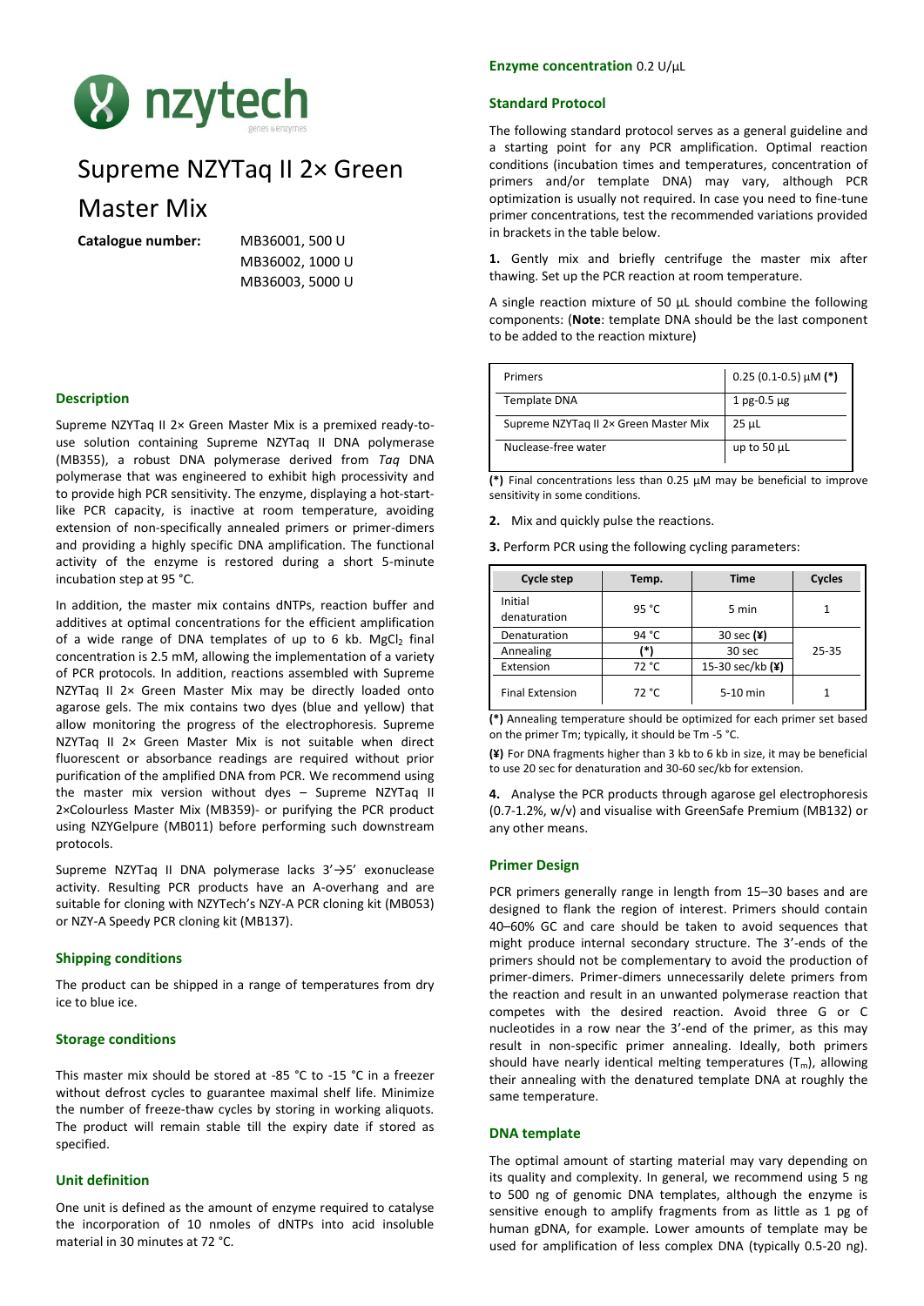# nzytech

genes & enzymes

# Supreme NZYTaq II 2× Green Master Mix

**Catalogue number:** MB36001, 500 U
MB36002, 1000 U
MB36003, 5000 U

## Description

Supreme NZYTaq II 2× Green Master Mix is a premixed ready-to-use solution containing Supreme NZYTaq II DNA polymerase (MB355), a robust DNA polymerase derived from *Taq* DNA polymerase that was engineered to exhibit high processivity and to provide high PCR sensitivity. The enzyme, displaying a hot-start-like PCR capacity, is inactive at room temperature, avoiding extension of non-specifically annealed primers or primer-dimers and providing a highly specific DNA amplification. The functional activity of the enzyme is restored during a short 5-minute incubation step at 95 °C.

In addition, the master mix contains dNTPs, reaction buffer and additives at optimal concentrations for the efficient amplification of a wide range of DNA templates of up to 6 kb. $MgCl_2$ final concentration is 2.5 mM, allowing the implementation of a variety of PCR protocols. In addition, reactions assembled with Supreme NZYTaq II 2× Green Master Mix may be directly loaded onto agarose gels. The mix contains two dyes (blue and yellow) that allow monitoring the progress of the electrophoresis. Supreme NZYTaq II 2× Green Master Mix is not suitable when direct fluorescent or absorbance readings are required without prior purification of the amplified DNA from PCR. We recommend using the master mix version without dyes – Supreme NZYTaq II 2×Colourless Master Mix (MB359)- or purifying the PCR product using NZYGelpure (MB011) before performing such downstream protocols.

Supreme NZYTaq II DNA polymerase lacks 3'→5' exonuclease activity. Resulting PCR products have an A-overhang and are suitable for cloning with NZYTech's NZY-A PCR cloning kit (MB053) or NZY-A Speedy PCR cloning kit (MB137).

## Shipping conditions

The product can be shipped in a range of temperatures from dry ice to blue ice.

## Storage conditions

This master mix should be stored at -85 °C to -15 °C in a freezer without defrost cycles to guarantee maximal shelf life. Minimize the number of freeze-thaw cycles by storing in working aliquots. The product will remain stable till the expiry date if stored as specified.

## Unit definition

One unit is defined as the amount of enzyme required to catalyse the incorporation of 10 nmoles of dNTPs into acid insoluble material in 30 minutes at 72 °C.

## Enzyme concentration 0.2 U/µL

## Standard Protocol

The following standard protocol serves as a general guideline and a starting point for any PCR amplification. Optimal reaction conditions (incubation times and temperatures, concentration of primers and/or template DNA) may vary, although PCR optimization is usually not required. In case you need to fine-tune primer concentrations, test the recommended variations provided in brackets in the table below.

**1.** Gently mix and briefly centrifuge the master mix after thawing. Set up the PCR reaction at room temperature.

A single reaction mixture of 50 µL should combine the following components: (**Note**: template DNA should be the last component to be added to the reaction mixture)

| Component | Amount |
|---|---|
| Primers | 0.25 (0.1-0.5) µM **(*)** |
| Template DNA | 1 pg-0.5 µg |
| Supreme NZYTaq II 2× Green Master Mix | 25 µL |
| Nuclease-free water | up to 50 µL |

**(*)** Final concentrations less than 0.25 µM may be beneficial to improve sensitivity in some conditions.

**2.** Mix and quickly pulse the reactions.

**3.** Perform PCR using the following cycling parameters:

| Cycle step | Temp. | Time | Cycles |
|---|---|---|---|
| Initial denaturation | 95 °C | 5 min | 1 |
| Denaturation | 94 °C | 30 sec **(¥)** | 25-35 |
| Annealing | **(*)** | 30 sec | |
| Extension | 72 °C | 15-30 sec/kb **(¥)** | |
| Final Extension | 72 °C | 5-10 min | 1 |

**(*)** Annealing temperature should be optimized for each primer set based on the primer Tm; typically, it should be Tm -5 °C.

**(¥)** For DNA fragments higher than 3 kb to 6 kb in size, it may be beneficial to use 20 sec for denaturation and 30-60 sec/kb for extension.

**4.** Analyse the PCR products through agarose gel electrophoresis (0.7-1.2%, w/v) and visualise with GreenSafe Premium (MB132) or any other means.

## Primer Design

PCR primers generally range in length from 15–30 bases and are designed to flank the region of interest. Primers should contain 40–60% GC and care should be taken to avoid sequences that might produce internal secondary structure. The 3'-ends of the primers should not be complementary to avoid the production of primer-dimers. Primer-dimers unnecessarily delete primers from the reaction and result in an unwanted polymerase reaction that competes with the desired reaction. Avoid three G or C nucleotides in a row near the 3'-end of the primer, as this may result in non-specific primer annealing. Ideally, both primers should have nearly identical melting temperatures ($T_m$), allowing their annealing with the denatured template DNA at roughly the same temperature.

## DNA template

The optimal amount of starting material may vary depending on its quality and complexity. In general, we recommend using 5 ng to 500 ng of genomic DNA templates, although the enzyme is sensitive enough to amplify fragments from as little as 1 pg of human gDNA, for example. Lower amounts of template may be used for amplification of less complex DNA (typically 0.5-20 ng).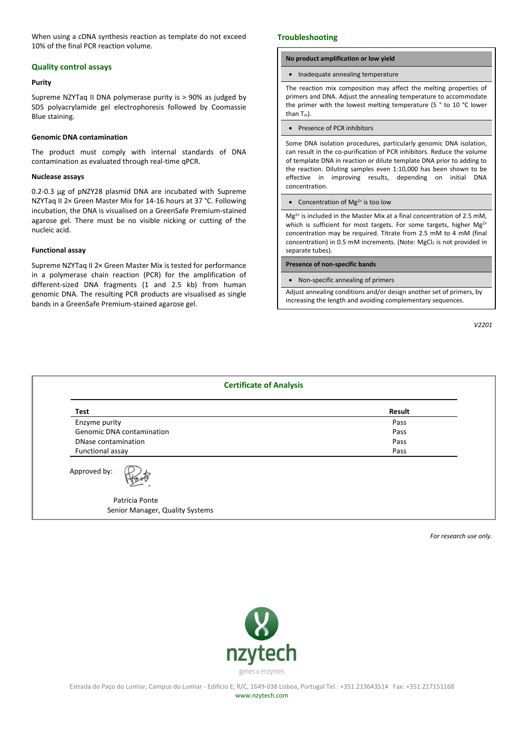When using a cDNA synthesis reaction as template do not exceed 10% of the final PCR reaction volume.

## Quality control assays

### Purity

Supreme NZYTaq II DNA polymerase purity is > 90% as judged by SDS polyacrylamide gel electrophoresis followed by Coomassie Blue staining.

### Genomic DNA contamination

The product must comply with internal standards of DNA contamination as evaluated through real-time qPCR.

### Nuclease assays

0.2-0.3 µg of pNZY28 plasmid DNA are incubated with Supreme NZYTaq II 2× Green Master Mix for 14-16 hours at 37 °C. Following incubation, the DNA is visualised on a GreenSafe Premium-stained agarose gel. There must be no visible nicking or cutting of the nucleic acid.

### Functional assay

Supreme NZYTaq II 2× Green Master Mix is tested for performance in a polymerase chain reaction (PCR) for the amplification of different-sized DNA fragments (1 and 2.5 kb) from human genomic DNA. The resulting PCR products are visualised as single bands in a GreenSafe Premium-stained agarose gel.

## Troubleshooting

**No product amplification or low yield**

- Inadequate annealing temperature

The reaction mix composition may affect the melting properties of primers and DNA. Adjust the annealing temperature to accommodate the primer with the lowest melting temperature (5 ° to 10 °C lower than $T_m$).

- Presence of PCR inhibitors

Some DNA isolation procedures, particularly genomic DNA isolation, can result in the co-purification of PCR inhibitors. Reduce the volume of template DNA in reaction or dilute template DNA prior to adding to the reaction. Diluting samples even 1:10,000 has been shown to be effective in improving results, depending on initial DNA concentration.

- Concentration of $Mg^{2+}$ is too low

$Mg^{2+}$ is included in the Master Mix at a final concentration of 2.5 mM, which is sufficient for most targets. For some targets, higher $Mg^{2+}$ concentration may be required. Titrate from 2.5 mM to 4 mM (final concentration) in 0.5 mM increments. (Note: $MgCl_2$ is not provided in separate tubes).

**Presence of non-specific bands**

- Non-specific annealing of primers

Adjust annealing conditions and/or design another set of primers, by increasing the length and avoiding complementary sequences.

*V2201*

## Certificate of Analysis

| Test | Result |
|---|---|
| Enzyme purity | Pass |
| Genomic DNA contamination | Pass |
| DNase contamination | Pass |
| Functional assay | Pass |

Approved by:

Patrícia Ponte
Senior Manager, Quality Systems

*For research use only.*

nzytech
genes & enzymes

Estrada do Paço do Lumiar, Campus do Lumiar - Edifício E, R/C, 1649-038 Lisboa, Portugal Tel.: +351.213643514 Fax: +351.217151168
www.nzytech.com